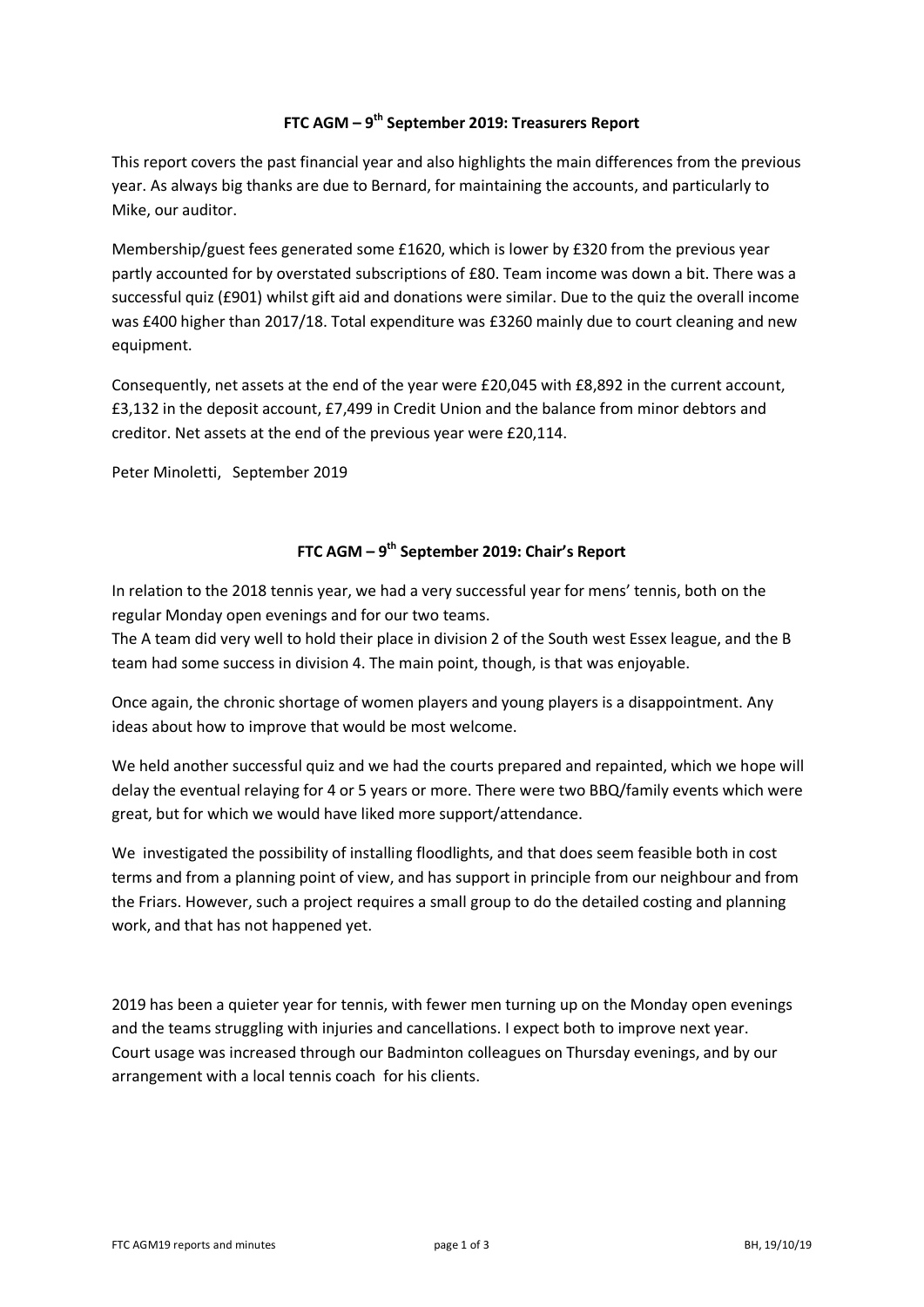## FTC AGM – 9th September 2019: Treasurers Report

This report covers the past financial year and also highlights the main differences from the previous year. As always big thanks are due to Bernard, for maintaining the accounts, and particularly to Mike, our auditor.

Membership/guest fees generated some £1620, which is lower by £320 from the previous year partly accounted for by overstated subscriptions of £80. Team income was down a bit. There was a successful quiz (£901) whilst gift aid and donations were similar. Due to the quiz the overall income was £400 higher than 2017/18. Total expenditure was £3260 mainly due to court cleaning and new equipment.

Consequently, net assets at the end of the year were £20,045 with £8,892 in the current account, £3,132 in the deposit account, £7,499 in Credit Union and the balance from minor debtors and creditor. Net assets at the end of the previous year were £20,114.

Peter Minoletti, September 2019

## FTC AGM – 9th September 2019: Chair's Report

In relation to the 2018 tennis year, we had a very successful year for mens' tennis, both on the regular Monday open evenings and for our two teams.
The A team did very well to hold their place in division 2 of the South west Essex league, and the B team had some success in division 4. The main point, though, is that was enjoyable.

Once again, the chronic shortage of women players and young players is a disappointment. Any ideas about how to improve that would be most welcome.

We held another successful quiz and we had the courts prepared and repainted, which we hope will delay the eventual relaying for 4 or 5 years or more. There were two BBQ/family events which were great, but for which we would have liked more support/attendance.

We investigated the possibility of installing floodlights, and that does seem feasible both in cost terms and from a planning point of view, and has support in principle from our neighbour and from the Friars. However, such a project requires a small group to do the detailed costing and planning work, and that has not happened yet.

2019 has been a quieter year for tennis, with fewer men turning up on the Monday open evenings and the teams struggling with injuries and cancellations. I expect both to improve next year.
Court usage was increased through our Badminton colleagues on Thursday evenings, and by our arrangement with a local tennis coach for his clients.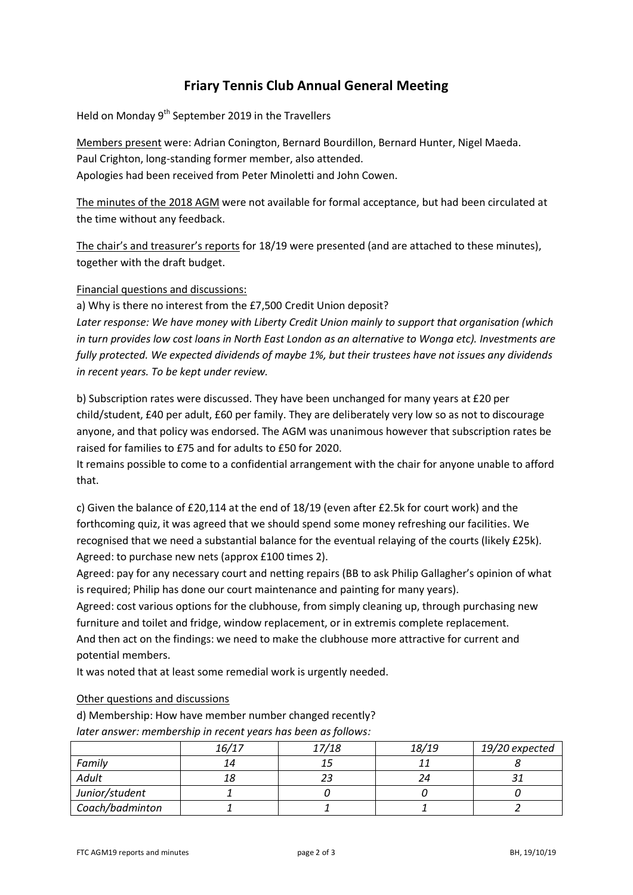# Friary Tennis Club Annual General Meeting

Held on Monday 9th September 2019 in the Travellers

Members present were: Adrian Conington, Bernard Bourdillon, Bernard Hunter, Nigel Maeda.
Paul Crighton, long-standing former member, also attended.
Apologies had been received from Peter Minoletti and John Cowen.

The minutes of the 2018 AGM were not available for formal acceptance, but had been circulated at the time without any feedback.

The chair's and treasurer's reports for 18/19 were presented (and are attached to these minutes), together with the draft budget.

Financial questions and discussions:

a) Why is there no interest from the £7,500 Credit Union deposit?
*Later response: We have money with Liberty Credit Union mainly to support that organisation (which in turn provides low cost loans in North East London as an alternative to Wonga etc). Investments are fully protected. We expected dividends of maybe 1%, but their trustees have not issues any dividends in recent years. To be kept under review.*

b) Subscription rates were discussed. They have been unchanged for many years at £20 per child/student, £40 per adult, £60 per family. They are deliberately very low so as not to discourage anyone, and that policy was endorsed. The AGM was unanimous however that subscription rates be raised for families to £75 and for adults to £50 for 2020.
It remains possible to come to a confidential arrangement with the chair for anyone unable to afford that.

c) Given the balance of £20,114 at the end of 18/19 (even after £2.5k for court work) and the forthcoming quiz, it was agreed that we should spend some money refreshing our facilities. We recognised that we need a substantial balance for the eventual relaying of the courts (likely £25k).
Agreed: to purchase new nets (approx £100 times 2).
Agreed: pay for any necessary court and netting repairs (BB to ask Philip Gallagher's opinion of what is required; Philip has done our court maintenance and painting for many years).
Agreed: cost various options for the clubhouse, from simply cleaning up, through purchasing new furniture and toilet and fridge, window replacement, or in extremis complete replacement.
And then act on the findings: we need to make the clubhouse more attractive for current and potential members.
It was noted that at least some remedial work is urgently needed.

Other questions and discussions

d) Membership: How have member number changed recently?
*later answer: membership in recent years has been as follows:*

| | *16/17* | *17/18* | *18/19* | *19/20 expected* |
|---|---|---|---|---|
| *Family* | *14* | *15* | *11* | *8* |
| *Adult* | *18* | *23* | *24* | *31* |
| *Junior/student* | *1* | *0* | *0* | *0* |
| *Coach/badminton* | *1* | *1* | *1* | *2* |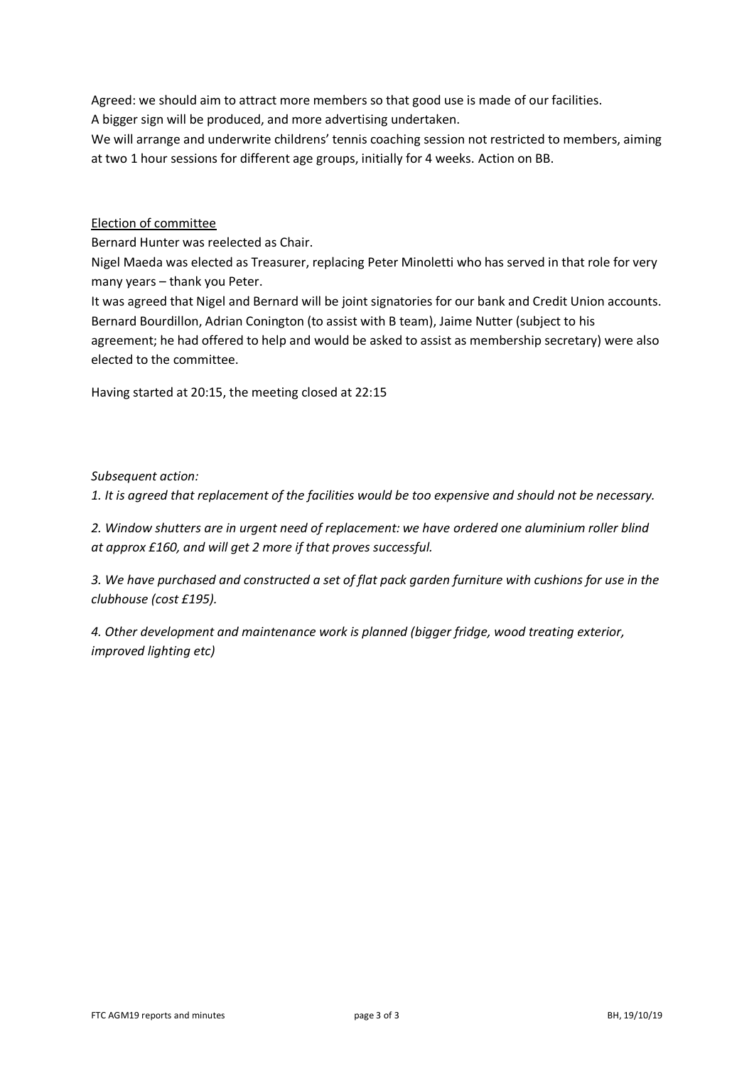Agreed: we should aim to attract more members so that good use is made of our facilities.
A bigger sign will be produced, and more advertising undertaken.
We will arrange and underwrite childrens' tennis coaching session not restricted to members, aiming at two 1 hour sessions for different age groups, initially for 4 weeks. Action on BB.

<u>Election of committee</u>

Bernard Hunter was reelected as Chair.
Nigel Maeda was elected as Treasurer, replacing Peter Minoletti who has served in that role for very many years – thank you Peter.
It was agreed that Nigel and Bernard will be joint signatories for our bank and Credit Union accounts.
Bernard Bourdillon, Adrian Conington (to assist with B team), Jaime Nutter (subject to his agreement; he had offered to help and would be asked to assist as membership secretary) were also elected to the committee.

Having started at 20:15, the meeting closed at 22:15

*Subsequent action:*

*1. It is agreed that replacement of the facilities would be too expensive and should not be necessary.*

*2. Window shutters are in urgent need of replacement: we have ordered one aluminium roller blind at approx £160, and will get 2 more if that proves successful.*

*3. We have purchased and constructed a set of flat pack garden furniture with cushions for use in the clubhouse (cost £195).*

*4. Other development and maintenance work is planned (bigger fridge, wood treating exterior, improved lighting etc)*